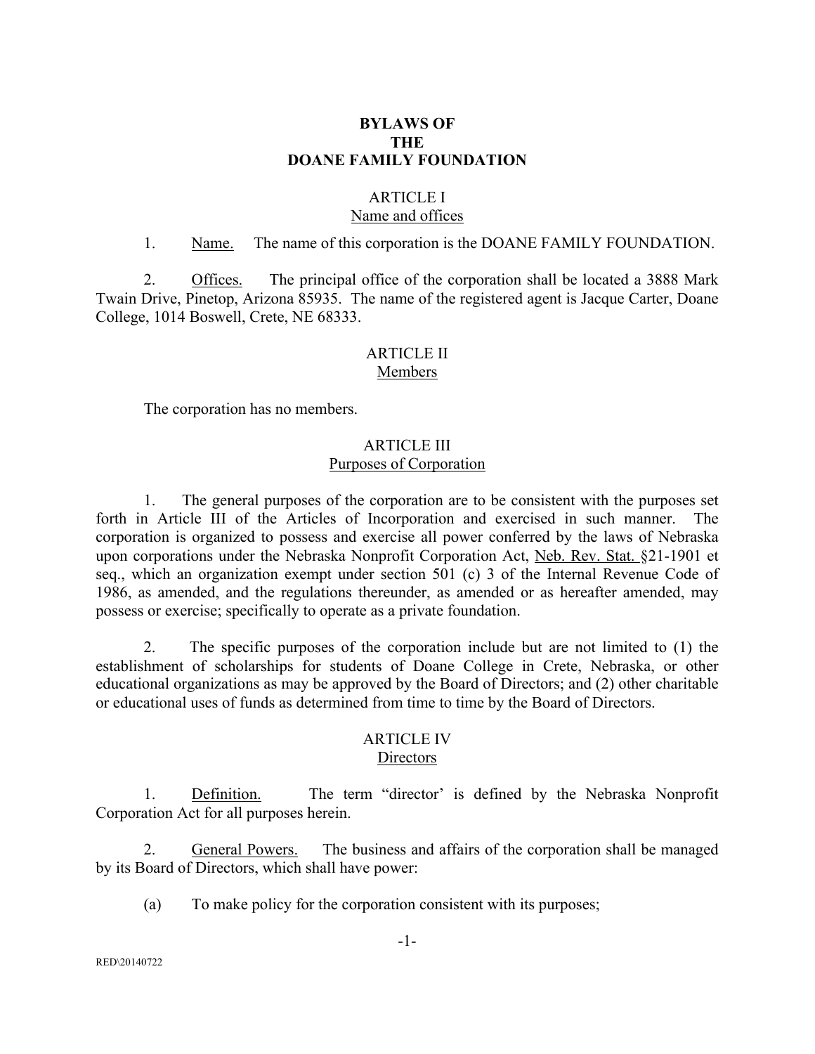# BYLAWS OF
# THE
# DOANE FAMILY FOUNDATION

## ARTICLE I
## Name and offices

1. Name. The name of this corporation is the DOANE FAMILY FOUNDATION.

2. Offices. The principal office of the corporation shall be located a 3888 Mark Twain Drive, Pinetop, Arizona 85935. The name of the registered agent is Jacque Carter, Doane College, 1014 Boswell, Crete, NE 68333.

## ARTICLE II
## Members

The corporation has no members.

## ARTICLE III
## Purposes of Corporation

1. The general purposes of the corporation are to be consistent with the purposes set forth in Article III of the Articles of Incorporation and exercised in such manner. The corporation is organized to possess and exercise all power conferred by the laws of Nebraska upon corporations under the Nebraska Nonprofit Corporation Act, Neb. Rev. Stat. §21-1901 et seq., which an organization exempt under section 501 (c) 3 of the Internal Revenue Code of 1986, as amended, and the regulations thereunder, as amended or as hereafter amended, may possess or exercise; specifically to operate as a private foundation.

2. The specific purposes of the corporation include but are not limited to (1) the establishment of scholarships for students of Doane College in Crete, Nebraska, or other educational organizations as may be approved by the Board of Directors; and (2) other charitable or educational uses of funds as determined from time to time by the Board of Directors.

## ARTICLE IV
## Directors

1. Definition. The term "director' is defined by the Nebraska Nonprofit Corporation Act for all purposes herein.

2. General Powers. The business and affairs of the corporation shall be managed by its Board of Directors, which shall have power:

(a) To make policy for the corporation consistent with its purposes;

RED\20140722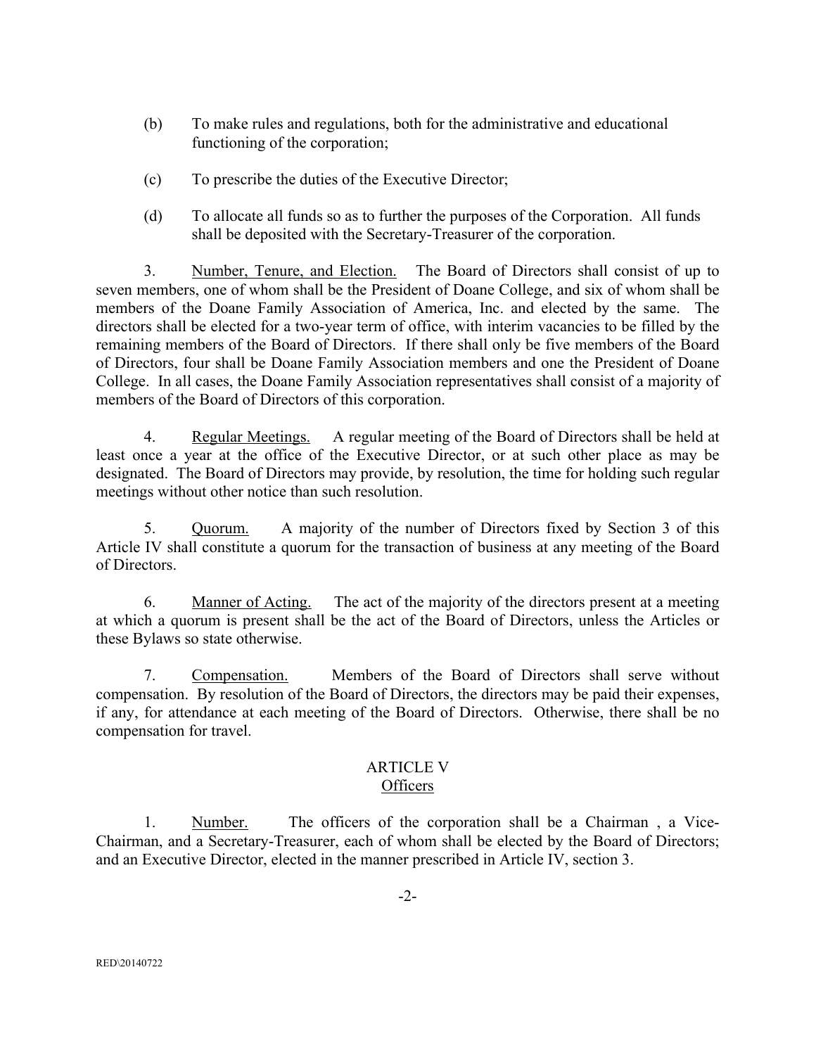(b) To make rules and regulations, both for the administrative and educational functioning of the corporation;

(c) To prescribe the duties of the Executive Director;

(d) To allocate all funds so as to further the purposes of the Corporation. All funds shall be deposited with the Secretary-Treasurer of the corporation.

3. Number, Tenure, and Election. The Board of Directors shall consist of up to seven members, one of whom shall be the President of Doane College, and six of whom shall be members of the Doane Family Association of America, Inc. and elected by the same. The directors shall be elected for a two-year term of office, with interim vacancies to be filled by the remaining members of the Board of Directors. If there shall only be five members of the Board of Directors, four shall be Doane Family Association members and one the President of Doane College. In all cases, the Doane Family Association representatives shall consist of a majority of members of the Board of Directors of this corporation.

4. Regular Meetings. A regular meeting of the Board of Directors shall be held at least once a year at the office of the Executive Director, or at such other place as may be designated. The Board of Directors may provide, by resolution, the time for holding such regular meetings without other notice than such resolution.

5. Quorum. A majority of the number of Directors fixed by Section 3 of this Article IV shall constitute a quorum for the transaction of business at any meeting of the Board of Directors.

6. Manner of Acting. The act of the majority of the directors present at a meeting at which a quorum is present shall be the act of the Board of Directors, unless the Articles or these Bylaws so state otherwise.

7. Compensation. Members of the Board of Directors shall serve without compensation. By resolution of the Board of Directors, the directors may be paid their expenses, if any, for attendance at each meeting of the Board of Directors. Otherwise, there shall be no compensation for travel.

## ARTICLE V
## Officers

1. Number. The officers of the corporation shall be a Chairman , a Vice-Chairman, and a Secretary-Treasurer, each of whom shall be elected by the Board of Directors; and an Executive Director, elected in the manner prescribed in Article IV, section 3.

RED\20140722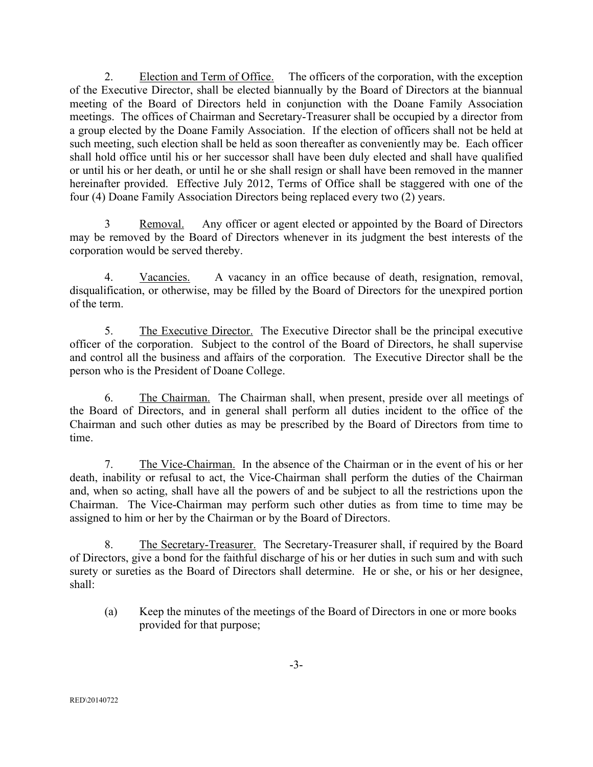2. <u>Election and Term of Office.</u> The officers of the corporation, with the exception of the Executive Director, shall be elected biannually by the Board of Directors at the biannual meeting of the Board of Directors held in conjunction with the Doane Family Association meetings. The offices of Chairman and Secretary-Treasurer shall be occupied by a director from a group elected by the Doane Family Association. If the election of officers shall not be held at such meeting, such election shall be held as soon thereafter as conveniently may be. Each officer shall hold office until his or her successor shall have been duly elected and shall have qualified or until his or her death, or until he or she shall resign or shall have been removed in the manner hereinafter provided. Effective July 2012, Terms of Office shall be staggered with one of the four (4) Doane Family Association Directors being replaced every two (2) years.

3 <u>Removal.</u> Any officer or agent elected or appointed by the Board of Directors may be removed by the Board of Directors whenever in its judgment the best interests of the corporation would be served thereby.

4. <u>Vacancies.</u> A vacancy in an office because of death, resignation, removal, disqualification, or otherwise, may be filled by the Board of Directors for the unexpired portion of the term.

5. <u>The Executive Director.</u> The Executive Director shall be the principal executive officer of the corporation. Subject to the control of the Board of Directors, he shall supervise and control all the business and affairs of the corporation. The Executive Director shall be the person who is the President of Doane College.

6. <u>The Chairman.</u> The Chairman shall, when present, preside over all meetings of the Board of Directors, and in general shall perform all duties incident to the office of the Chairman and such other duties as may be prescribed by the Board of Directors from time to time.

7. <u>The Vice-Chairman.</u> In the absence of the Chairman or in the event of his or her death, inability or refusal to act, the Vice-Chairman shall perform the duties of the Chairman and, when so acting, shall have all the powers of and be subject to all the restrictions upon the Chairman. The Vice-Chairman may perform such other duties as from time to time may be assigned to him or her by the Chairman or by the Board of Directors.

8. <u>The Secretary-Treasurer.</u> The Secretary-Treasurer shall, if required by the Board of Directors, give a bond for the faithful discharge of his or her duties in such sum and with such surety or sureties as the Board of Directors shall determine. He or she, or his or her designee, shall:

(a) Keep the minutes of the meetings of the Board of Directors in one or more books provided for that purpose;

RED\20140722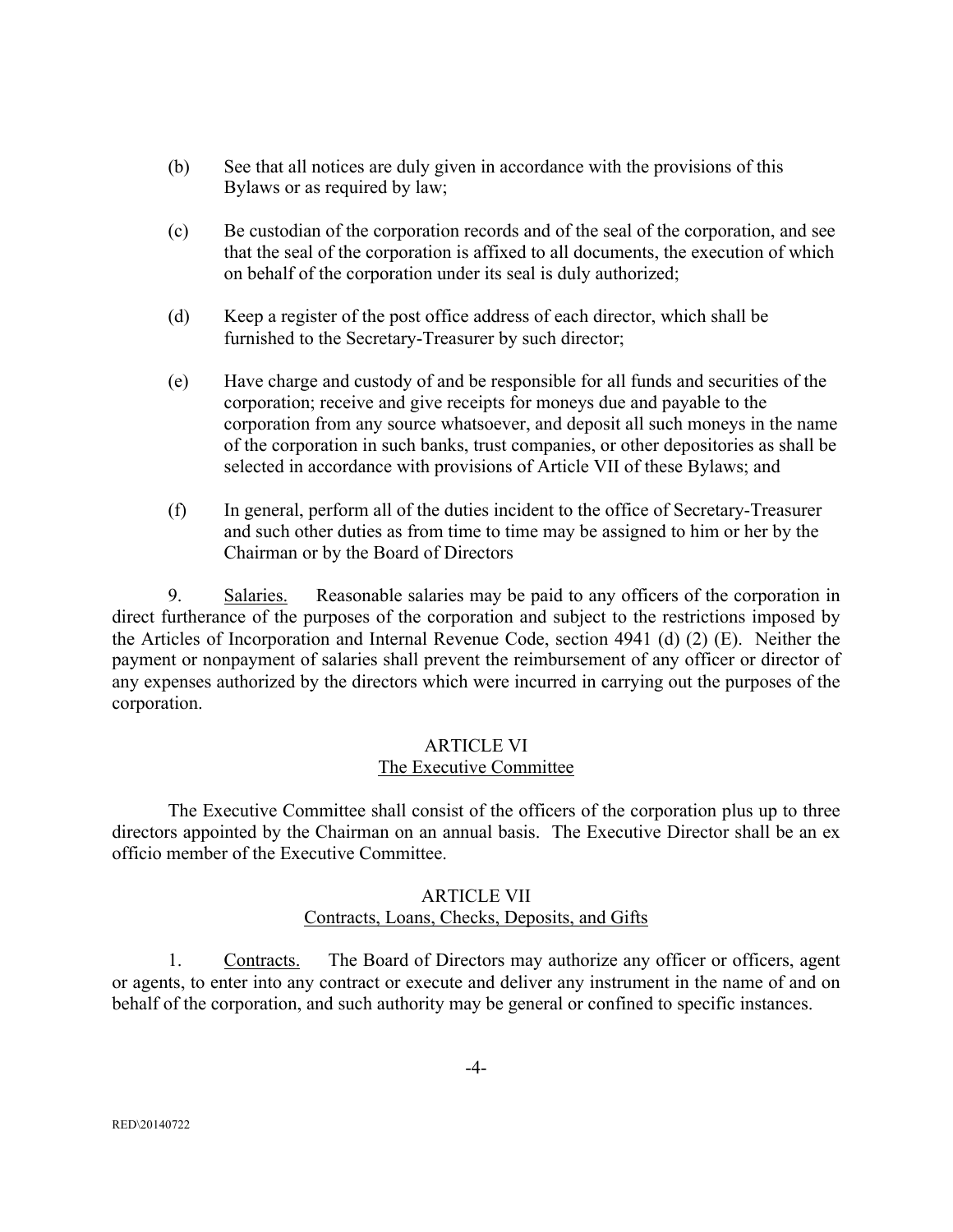(b) See that all notices are duly given in accordance with the provisions of this Bylaws or as required by law;

(c) Be custodian of the corporation records and of the seal of the corporation, and see that the seal of the corporation is affixed to all documents, the execution of which on behalf of the corporation under its seal is duly authorized;

(d) Keep a register of the post office address of each director, which shall be furnished to the Secretary-Treasurer by such director;

(e) Have charge and custody of and be responsible for all funds and securities of the corporation; receive and give receipts for moneys due and payable to the corporation from any source whatsoever, and deposit all such moneys in the name of the corporation in such banks, trust companies, or other depositories as shall be selected in accordance with provisions of Article VII of these Bylaws; and

(f) In general, perform all of the duties incident to the office of Secretary-Treasurer and such other duties as from time to time may be assigned to him or her by the Chairman or by the Board of Directors

9. Salaries. Reasonable salaries may be paid to any officers of the corporation in direct furtherance of the purposes of the corporation and subject to the restrictions imposed by the Articles of Incorporation and Internal Revenue Code, section 4941 (d) (2) (E). Neither the payment or nonpayment of salaries shall prevent the reimbursement of any officer or director of any expenses authorized by the directors which were incurred in carrying out the purposes of the corporation.

## ARTICLE VI
## The Executive Committee

The Executive Committee shall consist of the officers of the corporation plus up to three directors appointed by the Chairman on an annual basis. The Executive Director shall be an ex officio member of the Executive Committee.

## ARTICLE VII
## Contracts, Loans, Checks, Deposits, and Gifts

1. Contracts. The Board of Directors may authorize any officer or officers, agent or agents, to enter into any contract or execute and deliver any instrument in the name of and on behalf of the corporation, and such authority may be general or confined to specific instances.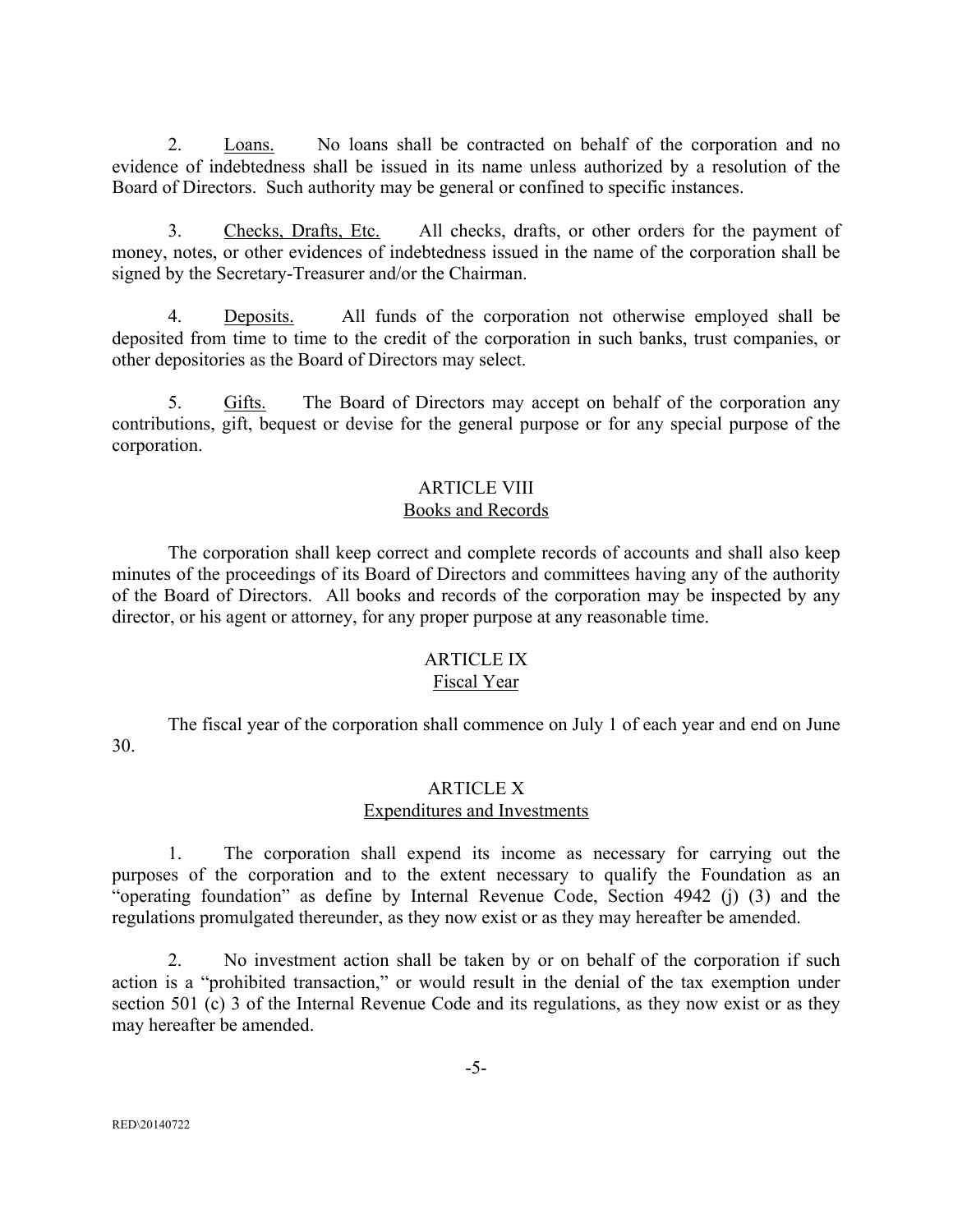2. Loans. No loans shall be contracted on behalf of the corporation and no evidence of indebtedness shall be issued in its name unless authorized by a resolution of the Board of Directors. Such authority may be general or confined to specific instances.

3. Checks, Drafts, Etc. All checks, drafts, or other orders for the payment of money, notes, or other evidences of indebtedness issued in the name of the corporation shall be signed by the Secretary-Treasurer and/or the Chairman.

4. Deposits. All funds of the corporation not otherwise employed shall be deposited from time to time to the credit of the corporation in such banks, trust companies, or other depositories as the Board of Directors may select.

5. Gifts. The Board of Directors may accept on behalf of the corporation any contributions, gift, bequest or devise for the general purpose or for any special purpose of the corporation.

## ARTICLE VIII
### Books and Records

The corporation shall keep correct and complete records of accounts and shall also keep minutes of the proceedings of its Board of Directors and committees having any of the authority of the Board of Directors. All books and records of the corporation may be inspected by any director, or his agent or attorney, for any proper purpose at any reasonable time.

## ARTICLE IX
### Fiscal Year

The fiscal year of the corporation shall commence on July 1 of each year and end on June 30.

## ARTICLE X
### Expenditures and Investments

1. The corporation shall expend its income as necessary for carrying out the purposes of the corporation and to the extent necessary to qualify the Foundation as an "operating foundation" as define by Internal Revenue Code, Section 4942 (j) (3) and the regulations promulgated thereunder, as they now exist or as they may hereafter be amended.

2. No investment action shall be taken by or on behalf of the corporation if such action is a "prohibited transaction," or would result in the denial of the tax exemption under section 501 (c) 3 of the Internal Revenue Code and its regulations, as they now exist or as they may hereafter be amended.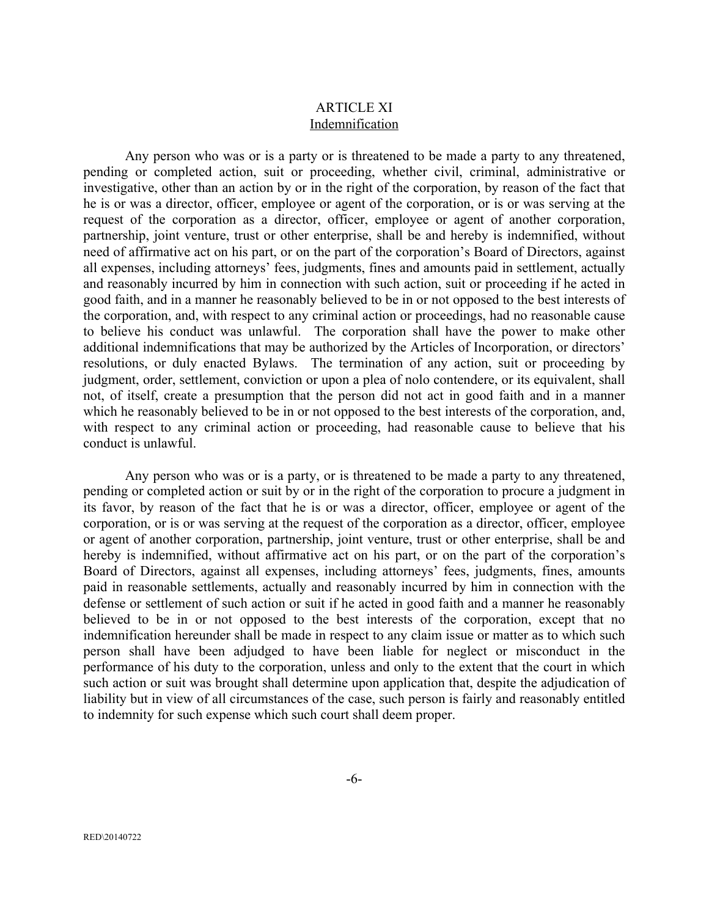## ARTICLE XI
## Indemnification

Any person who was or is a party or is threatened to be made a party to any threatened, pending or completed action, suit or proceeding, whether civil, criminal, administrative or investigative, other than an action by or in the right of the corporation, by reason of the fact that he is or was a director, officer, employee or agent of the corporation, or is or was serving at the request of the corporation as a director, officer, employee or agent of another corporation, partnership, joint venture, trust or other enterprise, shall be and hereby is indemnified, without need of affirmative act on his part, or on the part of the corporation's Board of Directors, against all expenses, including attorneys' fees, judgments, fines and amounts paid in settlement, actually and reasonably incurred by him in connection with such action, suit or proceeding if he acted in good faith, and in a manner he reasonably believed to be in or not opposed to the best interests of the corporation, and, with respect to any criminal action or proceedings, had no reasonable cause to believe his conduct was unlawful. The corporation shall have the power to make other additional indemnifications that may be authorized by the Articles of Incorporation, or directors' resolutions, or duly enacted Bylaws. The termination of any action, suit or proceeding by judgment, order, settlement, conviction or upon a plea of nolo contendere, or its equivalent, shall not, of itself, create a presumption that the person did not act in good faith and in a manner which he reasonably believed to be in or not opposed to the best interests of the corporation, and, with respect to any criminal action or proceeding, had reasonable cause to believe that his conduct is unlawful.

Any person who was or is a party, or is threatened to be made a party to any threatened, pending or completed action or suit by or in the right of the corporation to procure a judgment in its favor, by reason of the fact that he is or was a director, officer, employee or agent of the corporation, or is or was serving at the request of the corporation as a director, officer, employee or agent of another corporation, partnership, joint venture, trust or other enterprise, shall be and hereby is indemnified, without affirmative act on his part, or on the part of the corporation's Board of Directors, against all expenses, including attorneys' fees, judgments, fines, amounts paid in reasonable settlements, actually and reasonably incurred by him in connection with the defense or settlement of such action or suit if he acted in good faith and a manner he reasonably believed to be in or not opposed to the best interests of the corporation, except that no indemnification hereunder shall be made in respect to any claim issue or matter as to which such person shall have been adjudged to have been liable for neglect or misconduct in the performance of his duty to the corporation, unless and only to the extent that the court in which such action or suit was brought shall determine upon application that, despite the adjudication of liability but in view of all circumstances of the case, such person is fairly and reasonably entitled to indemnity for such expense which such court shall deem proper.

RED\20140722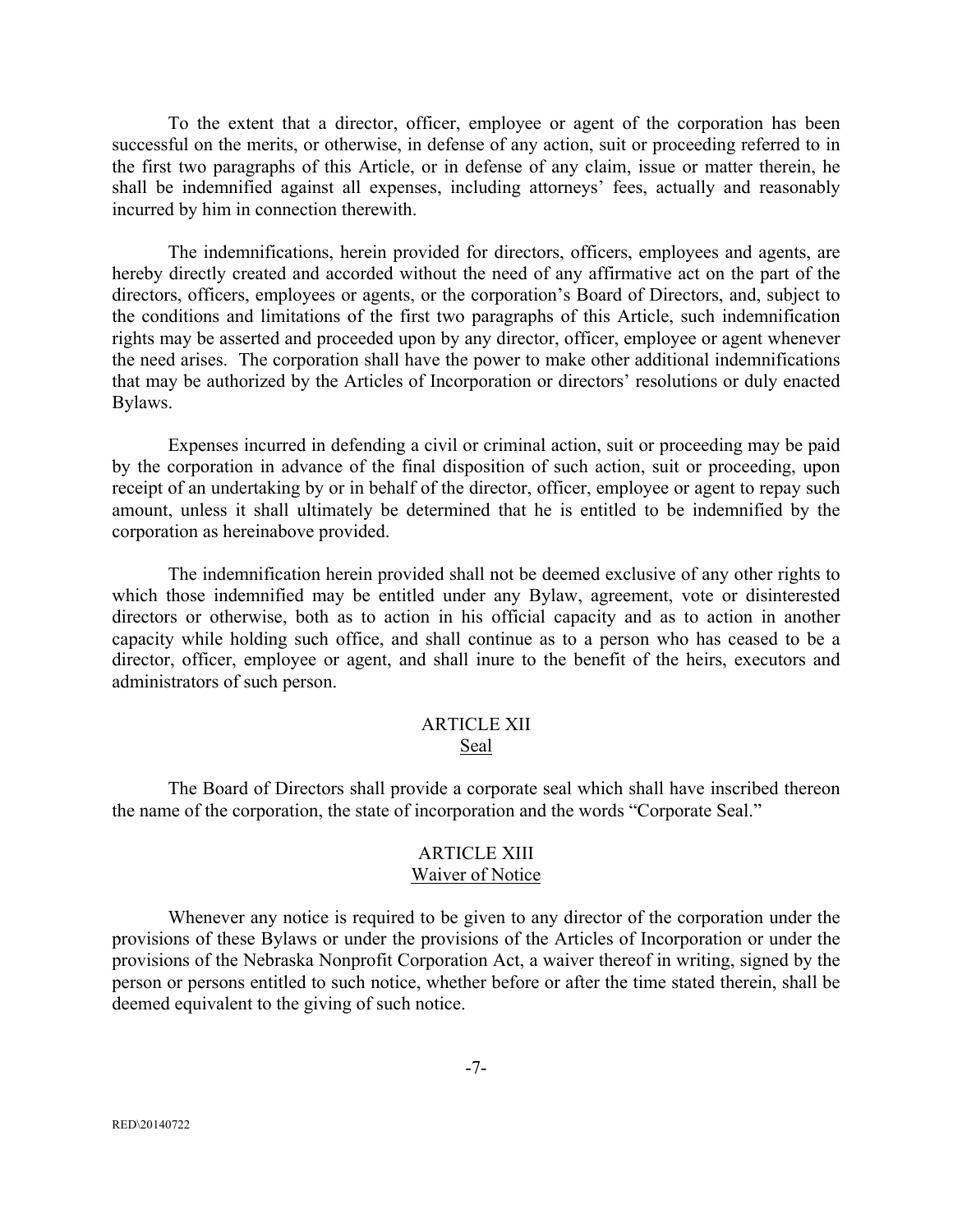To the extent that a director, officer, employee or agent of the corporation has been successful on the merits, or otherwise, in defense of any action, suit or proceeding referred to in the first two paragraphs of this Article, or in defense of any claim, issue or matter therein, he shall be indemnified against all expenses, including attorneys' fees, actually and reasonably incurred by him in connection therewith.

The indemnifications, herein provided for directors, officers, employees and agents, are hereby directly created and accorded without the need of any affirmative act on the part of the directors, officers, employees or agents, or the corporation's Board of Directors, and, subject to the conditions and limitations of the first two paragraphs of this Article, such indemnification rights may be asserted and proceeded upon by any director, officer, employee or agent whenever the need arises. The corporation shall have the power to make other additional indemnifications that may be authorized by the Articles of Incorporation or directors' resolutions or duly enacted Bylaws.

Expenses incurred in defending a civil or criminal action, suit or proceeding may be paid by the corporation in advance of the final disposition of such action, suit or proceeding, upon receipt of an undertaking by or in behalf of the director, officer, employee or agent to repay such amount, unless it shall ultimately be determined that he is entitled to be indemnified by the corporation as hereinabove provided.

The indemnification herein provided shall not be deemed exclusive of any other rights to which those indemnified may be entitled under any Bylaw, agreement, vote or disinterested directors or otherwise, both as to action in his official capacity and as to action in another capacity while holding such office, and shall continue as to a person who has ceased to be a director, officer, employee or agent, and shall inure to the benefit of the heirs, executors and administrators of such person.

## ARTICLE XII
## Seal

The Board of Directors shall provide a corporate seal which shall have inscribed thereon the name of the corporation, the state of incorporation and the words "Corporate Seal."

## ARTICLE XIII
## Waiver of Notice

Whenever any notice is required to be given to any director of the corporation under the provisions of these Bylaws or under the provisions of the Articles of Incorporation or under the provisions of the Nebraska Nonprofit Corporation Act, a waiver thereof in writing, signed by the person or persons entitled to such notice, whether before or after the time stated therein, shall be deemed equivalent to the giving of such notice.

RED\20140722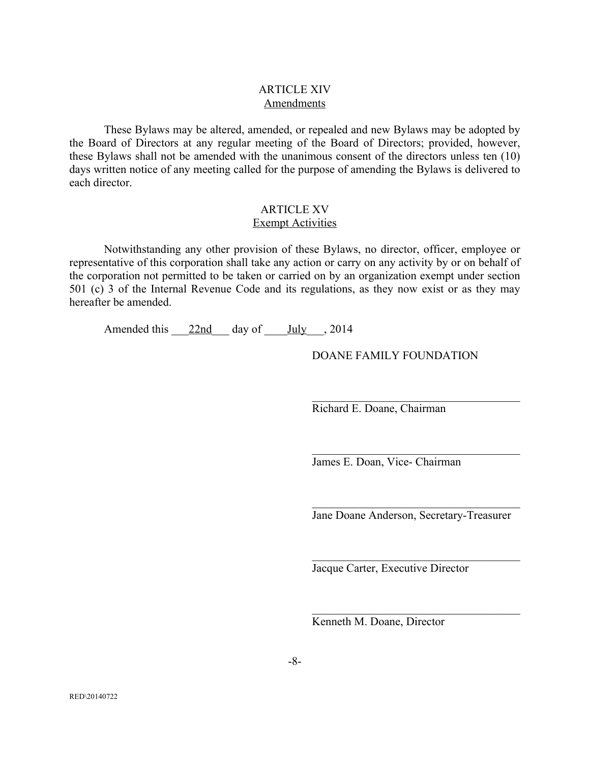## ARTICLE XIV
### Amendments

These Bylaws may be altered, amended, or repealed and new Bylaws may be adopted by the Board of Directors at any regular meeting of the Board of Directors; provided, however, these Bylaws shall not be amended with the unanimous consent of the directors unless ten (10) days written notice of any meeting called for the purpose of amending the Bylaws is delivered to each director.

## ARTICLE XV
### Exempt Activities

Notwithstanding any other provision of these Bylaws, no director, officer, employee or representative of this corporation shall take any action or carry on any activity by or on behalf of the corporation not permitted to be taken or carried on by an organization exempt under section 501 (c) 3 of the Internal Revenue Code and its regulations, as they now exist or as they may hereafter be amended.

Amended this ___22nd___ day of ____July___, 2014

DOANE FAMILY FOUNDATION

\_\_\_\_\_\_\_\_\_\_\_\_\_\_\_\_\_\_\_\_\_\_\_\_\_\_\_\_\_\_\_\_\_\_\_\_
Richard E. Doane, Chairman

\_\_\_\_\_\_\_\_\_\_\_\_\_\_\_\_\_\_\_\_\_\_\_\_\_\_\_\_\_\_\_\_\_\_\_\_
James E. Doan, Vice- Chairman

\_\_\_\_\_\_\_\_\_\_\_\_\_\_\_\_\_\_\_\_\_\_\_\_\_\_\_\_\_\_\_\_\_\_\_\_
Jane Doane Anderson, Secretary-Treasurer

\_\_\_\_\_\_\_\_\_\_\_\_\_\_\_\_\_\_\_\_\_\_\_\_\_\_\_\_\_\_\_\_\_\_\_\_
Jacque Carter, Executive Director

\_\_\_\_\_\_\_\_\_\_\_\_\_\_\_\_\_\_\_\_\_\_\_\_\_\_\_\_\_\_\_\_\_\_\_\_
Kenneth M. Doane, Director

RED\20140722